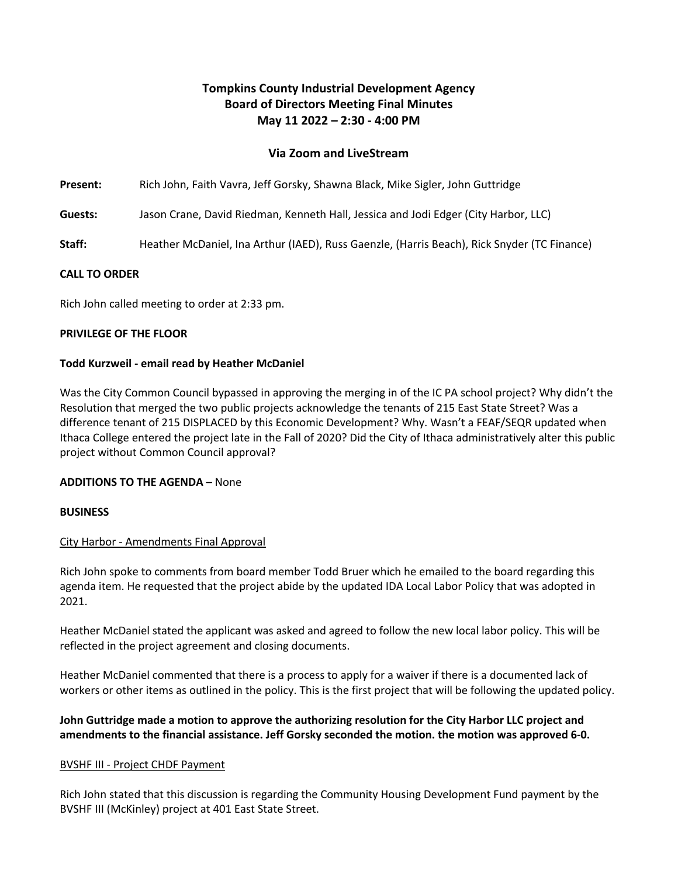# Tompkins County Industrial Development Agency
# Board of Directors Meeting Final Minutes
# May 11 2022 – 2:30 - 4:00 PM

## Via Zoom and LiveStream

**Present:** Rich John, Faith Vavra, Jeff Gorsky, Shawna Black, Mike Sigler, John Guttridge

**Guests:** Jason Crane, David Riedman, Kenneth Hall, Jessica and Jodi Edger (City Harbor, LLC)

**Staff:** Heather McDaniel, Ina Arthur (IAED), Russ Gaenzle, (Harris Beach), Rick Snyder (TC Finance)

**CALL TO ORDER**

Rich John called meeting to order at 2:33 pm.

**PRIVILEGE OF THE FLOOR**

**Todd Kurzweil - email read by Heather McDaniel**

Was the City Common Council bypassed in approving the merging in of the IC PA school project? Why didn't the Resolution that merged the two public projects acknowledge the tenants of 215 East State Street? Was a difference tenant of 215 DISPLACED by this Economic Development? Why. Wasn't a FEAF/SEQR updated when Ithaca College entered the project late in the Fall of 2020? Did the City of Ithaca administratively alter this public project without Common Council approval?

**ADDITIONS TO THE AGENDA –** None

**BUSINESS**

<u>City Harbor - Amendments Final Approval</u>

Rich John spoke to comments from board member Todd Bruer which he emailed to the board regarding this agenda item. He requested that the project abide by the updated IDA Local Labor Policy that was adopted in 2021.

Heather McDaniel stated the applicant was asked and agreed to follow the new local labor policy. This will be reflected in the project agreement and closing documents.

Heather McDaniel commented that there is a process to apply for a waiver if there is a documented lack of workers or other items as outlined in the policy. This is the first project that will be following the updated policy.

**John Guttridge made a motion to approve the authorizing resolution for the City Harbor LLC project and amendments to the financial assistance. Jeff Gorsky seconded the motion. the motion was approved 6-0.**

<u>BVSHF III - Project CHDF Payment</u>

Rich John stated that this discussion is regarding the Community Housing Development Fund payment by the BVSHF III (McKinley) project at 401 East State Street.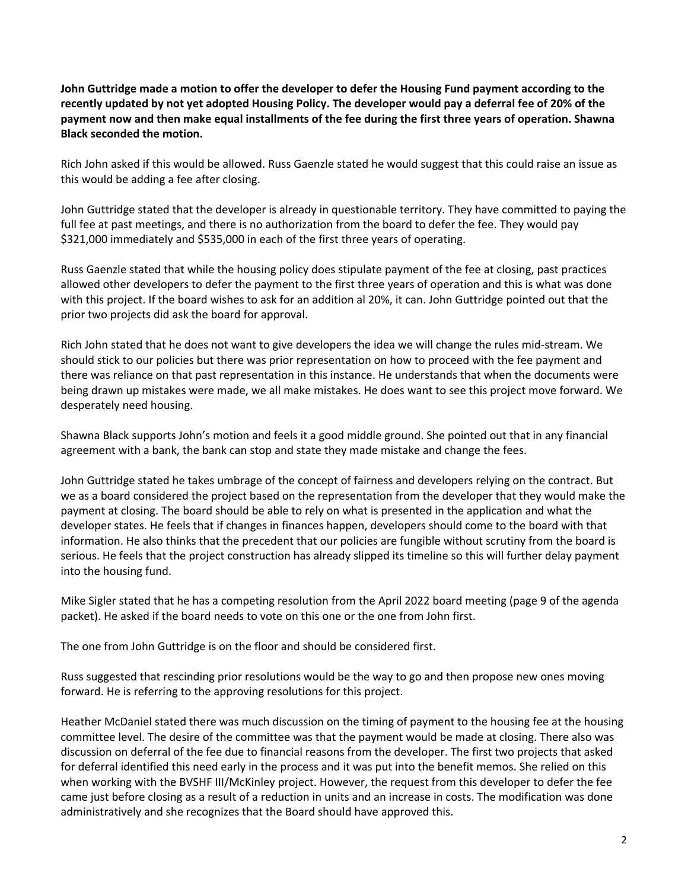**John Guttridge made a motion to offer the developer to defer the Housing Fund payment according to the recently updated by not yet adopted Housing Policy. The developer would pay a deferral fee of 20% of the payment now and then make equal installments of the fee during the first three years of operation. Shawna Black seconded the motion.**

Rich John asked if this would be allowed. Russ Gaenzle stated he would suggest that this could raise an issue as this would be adding a fee after closing.

John Guttridge stated that the developer is already in questionable territory. They have committed to paying the full fee at past meetings, and there is no authorization from the board to defer the fee. They would pay $321,000 immediately and $535,000 in each of the first three years of operating.

Russ Gaenzle stated that while the housing policy does stipulate payment of the fee at closing, past practices allowed other developers to defer the payment to the first three years of operation and this is what was done with this project. If the board wishes to ask for an addition al 20%, it can. John Guttridge pointed out that the prior two projects did ask the board for approval.

Rich John stated that he does not want to give developers the idea we will change the rules mid-stream. We should stick to our policies but there was prior representation on how to proceed with the fee payment and there was reliance on that past representation in this instance. He understands that when the documents were being drawn up mistakes were made, we all make mistakes. He does want to see this project move forward. We desperately need housing.

Shawna Black supports John's motion and feels it a good middle ground. She pointed out that in any financial agreement with a bank, the bank can stop and state they made mistake and change the fees.

John Guttridge stated he takes umbrage of the concept of fairness and developers relying on the contract. But we as a board considered the project based on the representation from the developer that they would make the payment at closing. The board should be able to rely on what is presented in the application and what the developer states. He feels that if changes in finances happen, developers should come to the board with that information. He also thinks that the precedent that our policies are fungible without scrutiny from the board is serious. He feels that the project construction has already slipped its timeline so this will further delay payment into the housing fund.

Mike Sigler stated that he has a competing resolution from the April 2022 board meeting (page 9 of the agenda packet). He asked if the board needs to vote on this one or the one from John first.

The one from John Guttridge is on the floor and should be considered first.

Russ suggested that rescinding prior resolutions would be the way to go and then propose new ones moving forward. He is referring to the approving resolutions for this project.

Heather McDaniel stated there was much discussion on the timing of payment to the housing fee at the housing committee level. The desire of the committee was that the payment would be made at closing. There also was discussion on deferral of the fee due to financial reasons from the developer. The first two projects that asked for deferral identified this need early in the process and it was put into the benefit memos. She relied on this when working with the BVSHF III/McKinley project. However, the request from this developer to defer the fee came just before closing as a result of a reduction in units and an increase in costs. The modification was done administratively and she recognizes that the Board should have approved this.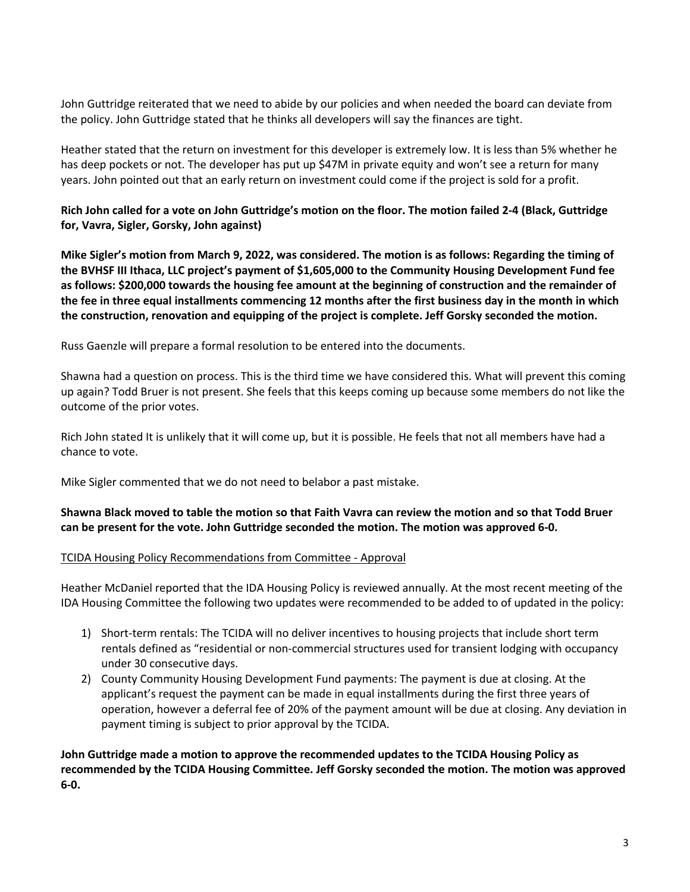John Guttridge reiterated that we need to abide by our policies and when needed the board can deviate from the policy. John Guttridge stated that he thinks all developers will say the finances are tight.

Heather stated that the return on investment for this developer is extremely low. It is less than 5% whether he has deep pockets or not. The developer has put up $47M in private equity and won't see a return for many years. John pointed out that an early return on investment could come if the project is sold for a profit.

**Rich John called for a vote on John Guttridge's motion on the floor. The motion failed 2-4 (Black, Guttridge for, Vavra, Sigler, Gorsky, John against)**

**Mike Sigler's motion from March 9, 2022, was considered. The motion is as follows: Regarding the timing of the BVHSF III Ithaca, LLC project's payment of $1,605,000 to the Community Housing Development Fund fee as follows: $200,000 towards the housing fee amount at the beginning of construction and the remainder of the fee in three equal installments commencing 12 months after the first business day in the month in which the construction, renovation and equipping of the project is complete. Jeff Gorsky seconded the motion.**

Russ Gaenzle will prepare a formal resolution to be entered into the documents.

Shawna had a question on process. This is the third time we have considered this. What will prevent this coming up again? Todd Bruer is not present. She feels that this keeps coming up because some members do not like the outcome of the prior votes.

Rich John stated It is unlikely that it will come up, but it is possible. He feels that not all members have had a chance to vote.

Mike Sigler commented that we do not need to belabor a past mistake.

**Shawna Black moved to table the motion so that Faith Vavra can review the motion and so that Todd Bruer can be present for the vote. John Guttridge seconded the motion. The motion was approved 6-0.**

TCIDA Housing Policy Recommendations from Committee - Approval

Heather McDaniel reported that the IDA Housing Policy is reviewed annually. At the most recent meeting of the IDA Housing Committee the following two updates were recommended to be added to of updated in the policy:

1) Short-term rentals: The TCIDA will no deliver incentives to housing projects that include short term rentals defined as "residential or non-commercial structures used for transient lodging with occupancy under 30 consecutive days.
2) County Community Housing Development Fund payments: The payment is due at closing. At the applicant's request the payment can be made in equal installments during the first three years of operation, however a deferral fee of 20% of the payment amount will be due at closing. Any deviation in payment timing is subject to prior approval by the TCIDA.

**John Guttridge made a motion to approve the recommended updates to the TCIDA Housing Policy as recommended by the TCIDA Housing Committee. Jeff Gorsky seconded the motion. The motion was approved 6-0.**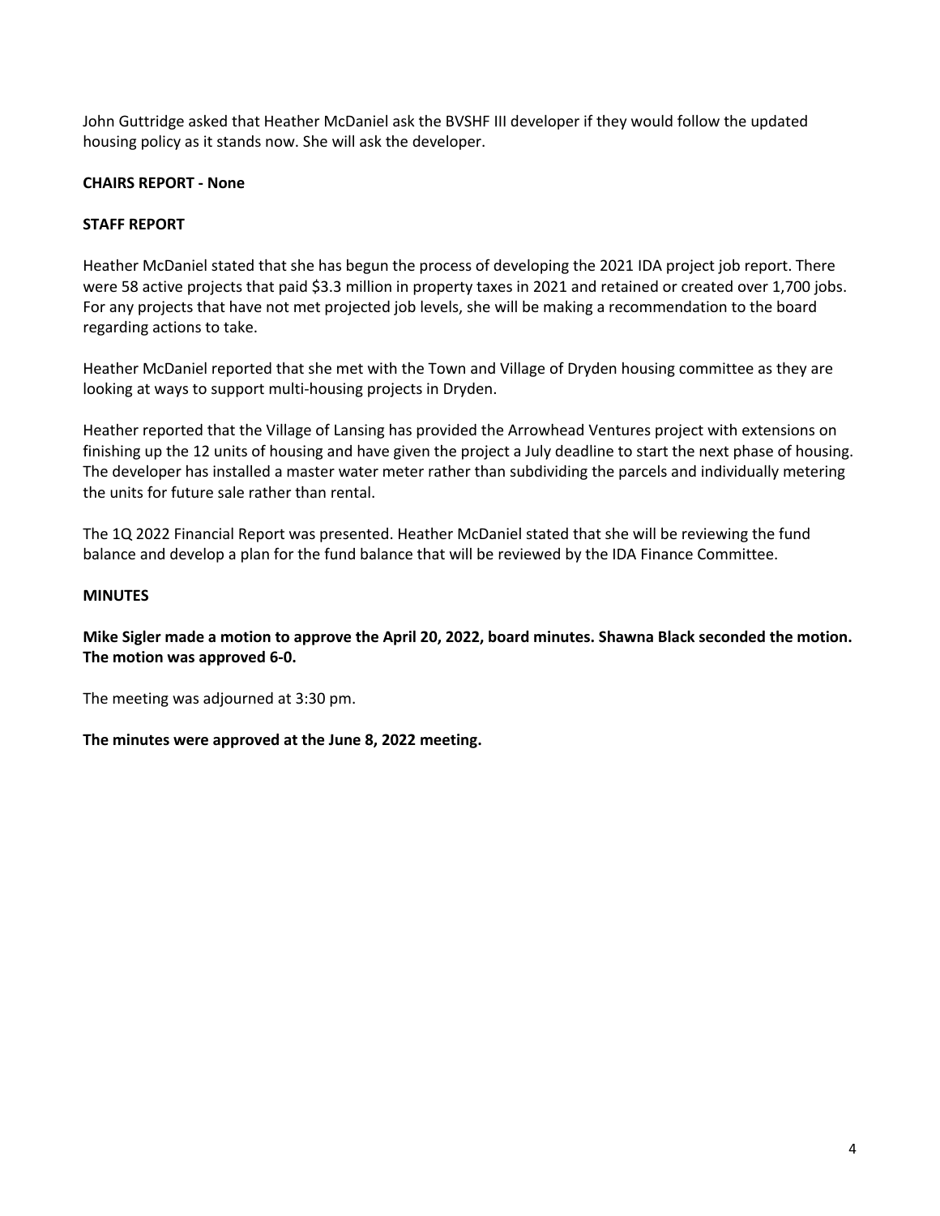John Guttridge asked that Heather McDaniel ask the BVSHF III developer if they would follow the updated housing policy as it stands now. She will ask the developer.

**CHAIRS REPORT - None**

**STAFF REPORT**

Heather McDaniel stated that she has begun the process of developing the 2021 IDA project job report. There were 58 active projects that paid $3.3 million in property taxes in 2021 and retained or created over 1,700 jobs. For any projects that have not met projected job levels, she will be making a recommendation to the board regarding actions to take.

Heather McDaniel reported that she met with the Town and Village of Dryden housing committee as they are looking at ways to support multi-housing projects in Dryden.

Heather reported that the Village of Lansing has provided the Arrowhead Ventures project with extensions on finishing up the 12 units of housing and have given the project a July deadline to start the next phase of housing. The developer has installed a master water meter rather than subdividing the parcels and individually metering the units for future sale rather than rental.

The 1Q 2022 Financial Report was presented. Heather McDaniel stated that she will be reviewing the fund balance and develop a plan for the fund balance that will be reviewed by the IDA Finance Committee.

**MINUTES**

**Mike Sigler made a motion to approve the April 20, 2022, board minutes. Shawna Black seconded the motion. The motion was approved 6-0.**

The meeting was adjourned at 3:30 pm.

**The minutes were approved at the June 8, 2022 meeting.**